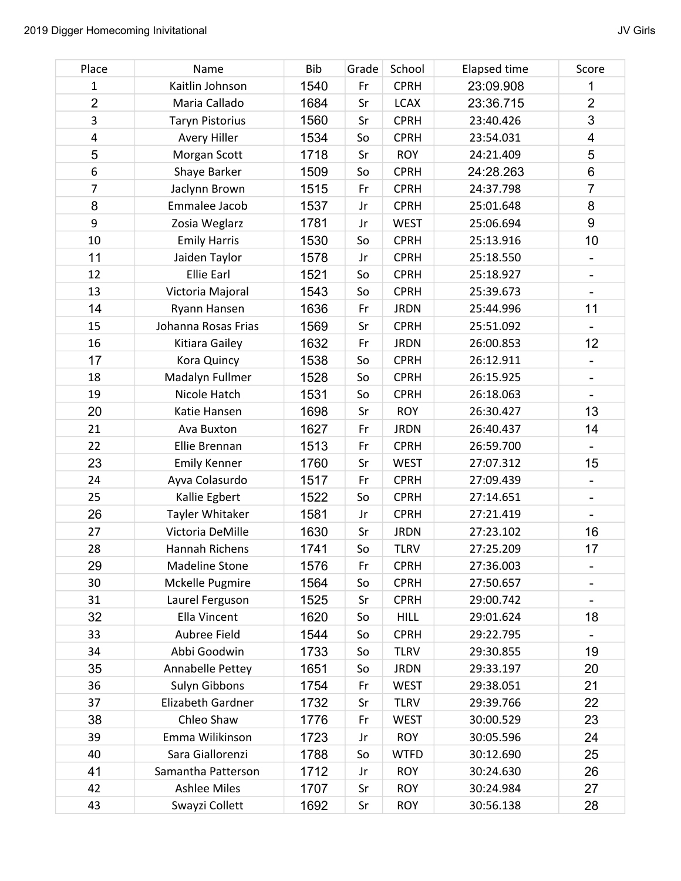2019 Digger Homecoming Inivitational

JV Girls

| Place | Name | Bib | Grade | School | Elapsed time | Score |
|---|---|---|---|---|---|---|
| 1 | Kaitlin Johnson | 1540 | Fr | CPRH | 23:09.908 | 1 |
| 2 | Maria Callado | 1684 | Sr | LCAX | 23:36.715 | 2 |
| 3 | Taryn Pistorius | 1560 | Sr | CPRH | 23:40.426 | 3 |
| 4 | Avery Hiller | 1534 | So | CPRH | 23:54.031 | 4 |
| 5 | Morgan Scott | 1718 | Sr | ROY | 24:21.409 | 5 |
| 6 | Shaye Barker | 1509 | So | CPRH | 24:28.263 | 6 |
| 7 | Jaclynn Brown | 1515 | Fr | CPRH | 24:37.798 | 7 |
| 8 | Emmalee Jacob | 1537 | Jr | CPRH | 25:01.648 | 8 |
| 9 | Zosia Weglarz | 1781 | Jr | WEST | 25:06.694 | 9 |
| 10 | Emily Harris | 1530 | So | CPRH | 25:13.916 | 10 |
| 11 | Jaiden Taylor | 1578 | Jr | CPRH | 25:18.550 | - |
| 12 | Ellie Earl | 1521 | So | CPRH | 25:18.927 | - |
| 13 | Victoria Majoral | 1543 | So | CPRH | 25:39.673 | - |
| 14 | Ryann Hansen | 1636 | Fr | JRDN | 25:44.996 | 11 |
| 15 | Johanna Rosas Frias | 1569 | Sr | CPRH | 25:51.092 | - |
| 16 | Kitiara Gailey | 1632 | Fr | JRDN | 26:00.853 | 12 |
| 17 | Kora Quincy | 1538 | So | CPRH | 26:12.911 | - |
| 18 | Madalyn Fullmer | 1528 | So | CPRH | 26:15.925 | - |
| 19 | Nicole Hatch | 1531 | So | CPRH | 26:18.063 | - |
| 20 | Katie Hansen | 1698 | Sr | ROY | 26:30.427 | 13 |
| 21 | Ava Buxton | 1627 | Fr | JRDN | 26:40.437 | 14 |
| 22 | Ellie Brennan | 1513 | Fr | CPRH | 26:59.700 | - |
| 23 | Emily Kenner | 1760 | Sr | WEST | 27:07.312 | 15 |
| 24 | Ayva Colasurdo | 1517 | Fr | CPRH | 27:09.439 | - |
| 25 | Kallie Egbert | 1522 | So | CPRH | 27:14.651 | - |
| 26 | Tayler Whitaker | 1581 | Jr | CPRH | 27:21.419 | - |
| 27 | Victoria DeMille | 1630 | Sr | JRDN | 27:23.102 | 16 |
| 28 | Hannah Richens | 1741 | So | TLRV | 27:25.209 | 17 |
| 29 | Madeline Stone | 1576 | Fr | CPRH | 27:36.003 | - |
| 30 | Mckelle Pugmire | 1564 | So | CPRH | 27:50.657 | - |
| 31 | Laurel Ferguson | 1525 | Sr | CPRH | 29:00.742 | - |
| 32 | Ella Vincent | 1620 | So | HILL | 29:01.624 | 18 |
| 33 | Aubree Field | 1544 | So | CPRH | 29:22.795 | - |
| 34 | Abbi Goodwin | 1733 | So | TLRV | 29:30.855 | 19 |
| 35 | Annabelle Pettey | 1651 | So | JRDN | 29:33.197 | 20 |
| 36 | Sulyn Gibbons | 1754 | Fr | WEST | 29:38.051 | 21 |
| 37 | Elizabeth Gardner | 1732 | Sr | TLRV | 29:39.766 | 22 |
| 38 | Chleo Shaw | 1776 | Fr | WEST | 30:00.529 | 23 |
| 39 | Emma Wilikinson | 1723 | Jr | ROY | 30:05.596 | 24 |
| 40 | Sara Giallorenzi | 1788 | So | WTFD | 30:12.690 | 25 |
| 41 | Samantha Patterson | 1712 | Jr | ROY | 30:24.630 | 26 |
| 42 | Ashlee Miles | 1707 | Sr | ROY | 30:24.984 | 27 |
| 43 | Swayzi Collett | 1692 | Sr | ROY | 30:56.138 | 28 |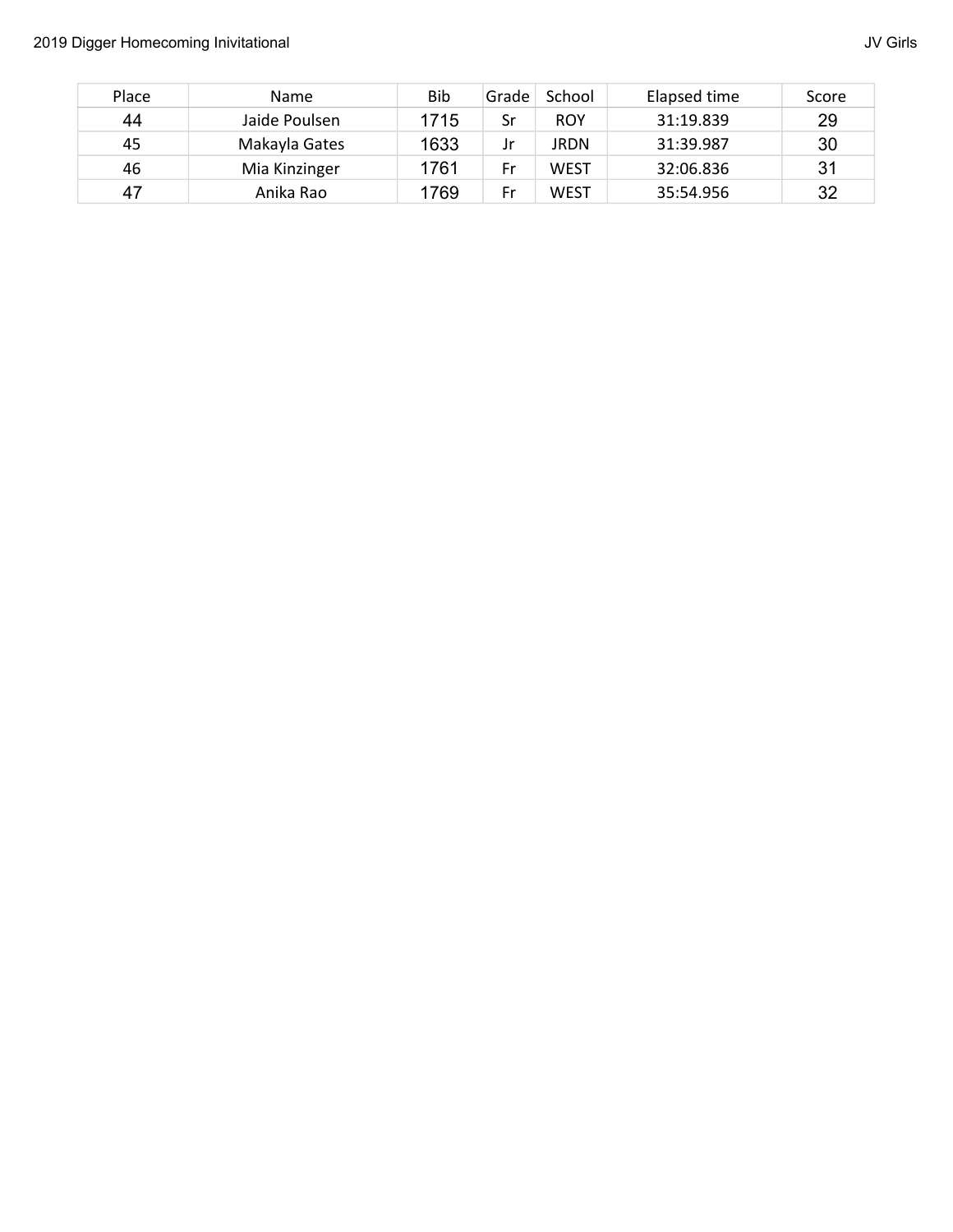| Place | Name | Bib | Grade | School | Elapsed time | Score |
| --- | --- | --- | --- | --- | --- | --- |
| 44 | Jaide Poulsen | 1715 | Sr | ROY | 31:19.839 | 29 |
| 45 | Makayla Gates | 1633 | Jr | JRDN | 31:39.987 | 30 |
| 46 | Mia Kinzinger | 1761 | Fr | WEST | 32:06.836 | 31 |
| 47 | Anika Rao | 1769 | Fr | WEST | 35:54.956 | 32 |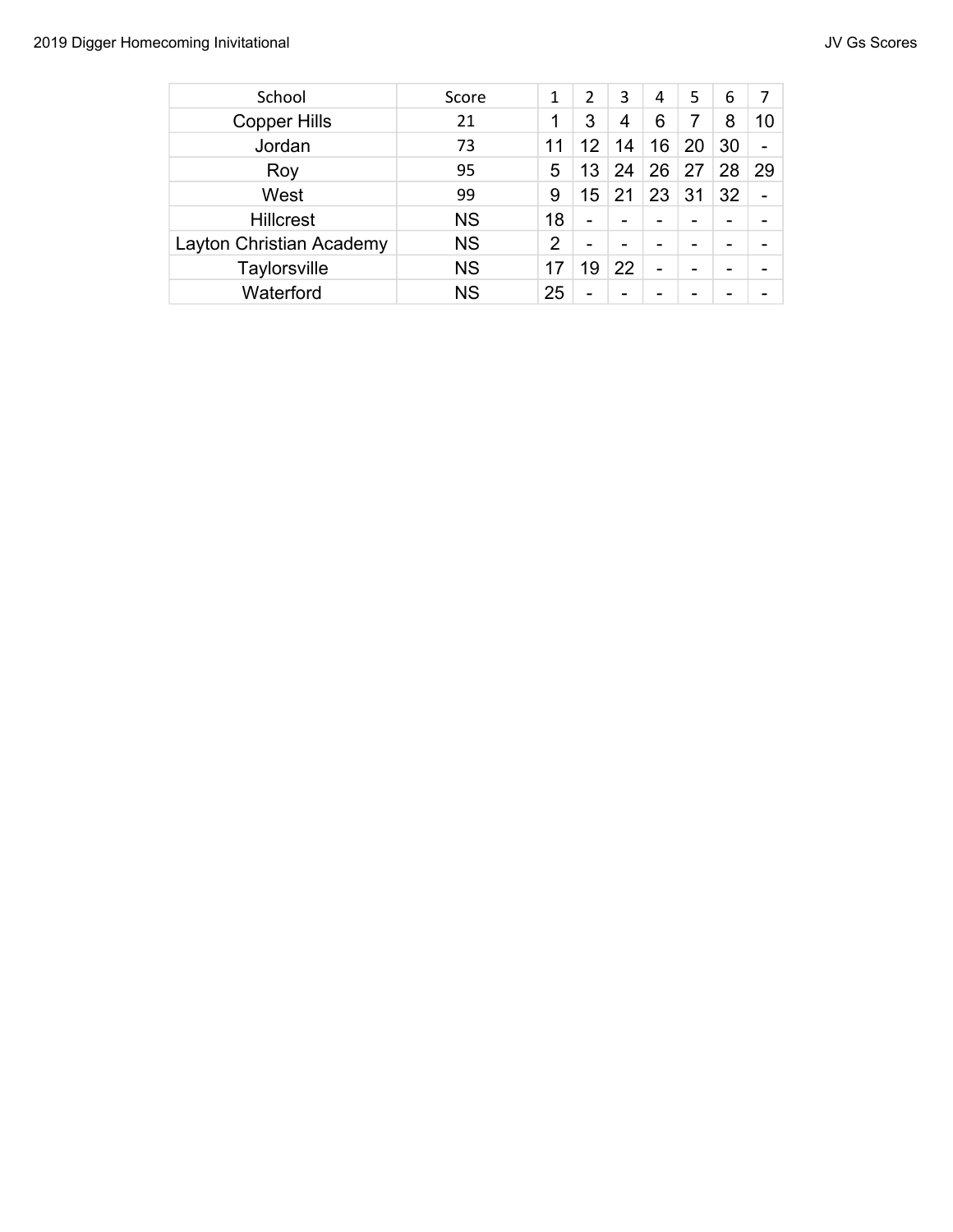| School | Score | 1 | 2 | 3 | 4 | 5 | 6 | 7 |
| --- | --- | --- | --- | --- | --- | --- | --- | --- |
| Copper Hills | 21 | 1 | 3 | 4 | 6 | 7 | 8 | 10 |
| Jordan | 73 | 11 | 12 | 14 | 16 | 20 | 30 | - |
| Roy | 95 | 5 | 13 | 24 | 26 | 27 | 28 | 29 |
| West | 99 | 9 | 15 | 21 | 23 | 31 | 32 | - |
| Hillcrest | NS | 18 | - | - | - | - | - | - |
| Layton Christian Academy | NS | 2 | - | - | - | - | - | - |
| Taylorsville | NS | 17 | 19 | 22 | - | - | - | - |
| Waterford | NS | 25 | - | - | - | - | - | - |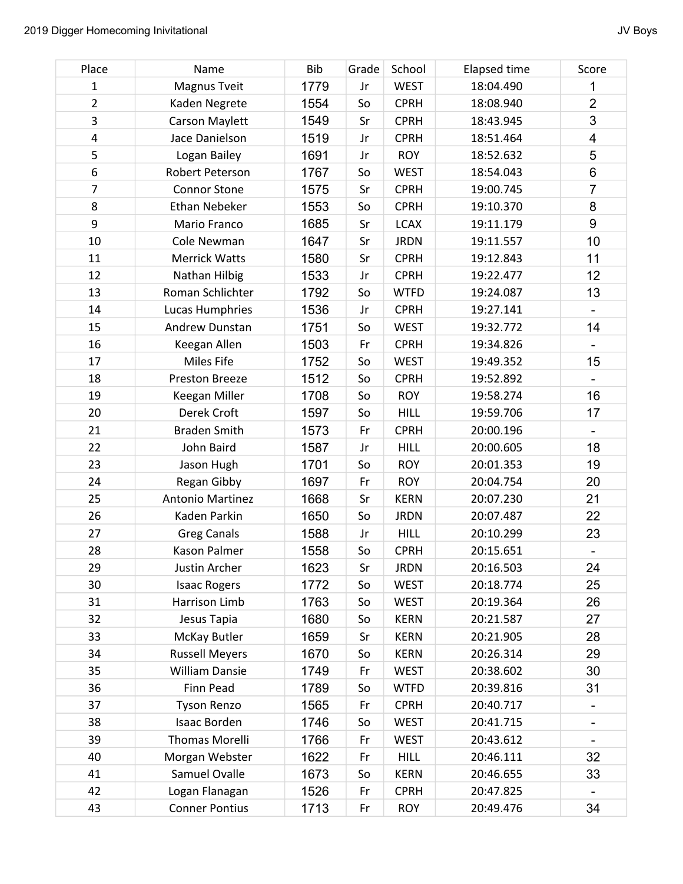| Place | Name | Bib | Grade | School | Elapsed time | Score |
|---|---|---|---|---|---|---|
| 1 | Magnus Tveit | 1779 | Jr | WEST | 18:04.490 | 1 |
| 2 | Kaden Negrete | 1554 | So | CPRH | 18:08.940 | 2 |
| 3 | Carson Maylett | 1549 | Sr | CPRH | 18:43.945 | 3 |
| 4 | Jace Danielson | 1519 | Jr | CPRH | 18:51.464 | 4 |
| 5 | Logan Bailey | 1691 | Jr | ROY | 18:52.632 | 5 |
| 6 | Robert Peterson | 1767 | So | WEST | 18:54.043 | 6 |
| 7 | Connor Stone | 1575 | Sr | CPRH | 19:00.745 | 7 |
| 8 | Ethan Nebeker | 1553 | So | CPRH | 19:10.370 | 8 |
| 9 | Mario Franco | 1685 | Sr | LCAX | 19:11.179 | 9 |
| 10 | Cole Newman | 1647 | Sr | JRDN | 19:11.557 | 10 |
| 11 | Merrick Watts | 1580 | Sr | CPRH | 19:12.843 | 11 |
| 12 | Nathan Hilbig | 1533 | Jr | CPRH | 19:22.477 | 12 |
| 13 | Roman Schlichter | 1792 | So | WTFD | 19:24.087 | 13 |
| 14 | Lucas Humphries | 1536 | Jr | CPRH | 19:27.141 | - |
| 15 | Andrew Dunstan | 1751 | So | WEST | 19:32.772 | 14 |
| 16 | Keegan Allen | 1503 | Fr | CPRH | 19:34.826 | - |
| 17 | Miles Fife | 1752 | So | WEST | 19:49.352 | 15 |
| 18 | Preston Breeze | 1512 | So | CPRH | 19:52.892 | - |
| 19 | Keegan Miller | 1708 | So | ROY | 19:58.274 | 16 |
| 20 | Derek Croft | 1597 | So | HILL | 19:59.706 | 17 |
| 21 | Braden Smith | 1573 | Fr | CPRH | 20:00.196 | - |
| 22 | John Baird | 1587 | Jr | HILL | 20:00.605 | 18 |
| 23 | Jason Hugh | 1701 | So | ROY | 20:01.353 | 19 |
| 24 | Regan Gibby | 1697 | Fr | ROY | 20:04.754 | 20 |
| 25 | Antonio Martinez | 1668 | Sr | KERN | 20:07.230 | 21 |
| 26 | Kaden Parkin | 1650 | So | JRDN | 20:07.487 | 22 |
| 27 | Greg Canals | 1588 | Jr | HILL | 20:10.299 | 23 |
| 28 | Kason Palmer | 1558 | So | CPRH | 20:15.651 | - |
| 29 | Justin Archer | 1623 | Sr | JRDN | 20:16.503 | 24 |
| 30 | Isaac Rogers | 1772 | So | WEST | 20:18.774 | 25 |
| 31 | Harrison Limb | 1763 | So | WEST | 20:19.364 | 26 |
| 32 | Jesus Tapia | 1680 | So | KERN | 20:21.587 | 27 |
| 33 | McKay Butler | 1659 | Sr | KERN | 20:21.905 | 28 |
| 34 | Russell Meyers | 1670 | So | KERN | 20:26.314 | 29 |
| 35 | William Dansie | 1749 | Fr | WEST | 20:38.602 | 30 |
| 36 | Finn Pead | 1789 | So | WTFD | 20:39.816 | 31 |
| 37 | Tyson Renzo | 1565 | Fr | CPRH | 20:40.717 | - |
| 38 | Isaac Borden | 1746 | So | WEST | 20:41.715 | - |
| 39 | Thomas Morelli | 1766 | Fr | WEST | 20:43.612 | - |
| 40 | Morgan Webster | 1622 | Fr | HILL | 20:46.111 | 32 |
| 41 | Samuel Ovalle | 1673 | So | KERN | 20:46.655 | 33 |
| 42 | Logan Flanagan | 1526 | Fr | CPRH | 20:47.825 | - |
| 43 | Conner Pontius | 1713 | Fr | ROY | 20:49.476 | 34 |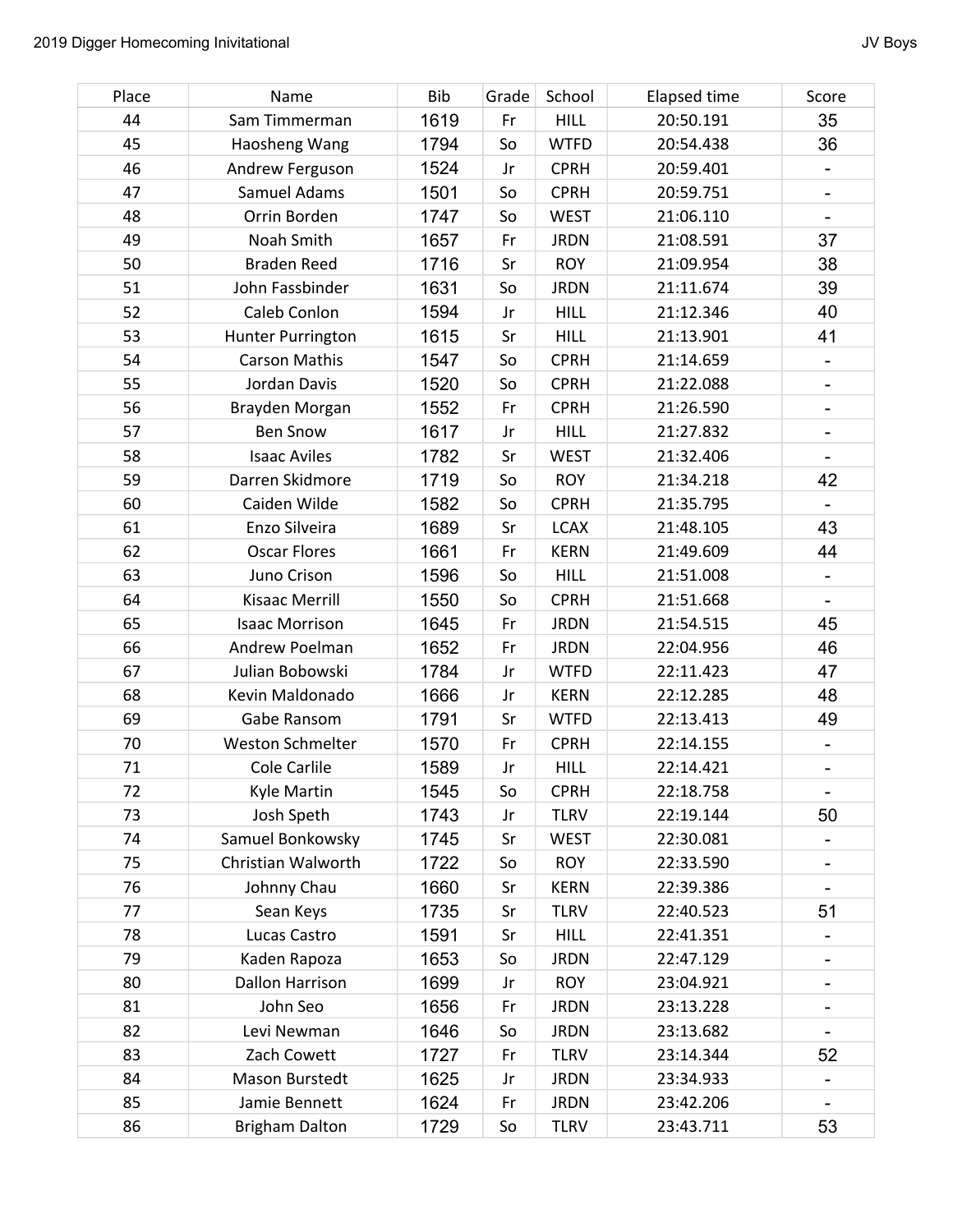| Place | Name | Bib | Grade | School | Elapsed time | Score |
|---|---|---|---|---|---|---|
| 44 | Sam Timmerman | 1619 | Fr | HILL | 20:50.191 | 35 |
| 45 | Haosheng Wang | 1794 | So | WTFD | 20:54.438 | 36 |
| 46 | Andrew Ferguson | 1524 | Jr | CPRH | 20:59.401 | - |
| 47 | Samuel Adams | 1501 | So | CPRH | 20:59.751 | - |
| 48 | Orrin Borden | 1747 | So | WEST | 21:06.110 | - |
| 49 | Noah Smith | 1657 | Fr | JRDN | 21:08.591 | 37 |
| 50 | Braden Reed | 1716 | Sr | ROY | 21:09.954 | 38 |
| 51 | John Fassbinder | 1631 | So | JRDN | 21:11.674 | 39 |
| 52 | Caleb Conlon | 1594 | Jr | HILL | 21:12.346 | 40 |
| 53 | Hunter Purrington | 1615 | Sr | HILL | 21:13.901 | 41 |
| 54 | Carson Mathis | 1547 | So | CPRH | 21:14.659 | - |
| 55 | Jordan Davis | 1520 | So | CPRH | 21:22.088 | - |
| 56 | Brayden Morgan | 1552 | Fr | CPRH | 21:26.590 | - |
| 57 | Ben Snow | 1617 | Jr | HILL | 21:27.832 | - |
| 58 | Isaac Aviles | 1782 | Sr | WEST | 21:32.406 | - |
| 59 | Darren Skidmore | 1719 | So | ROY | 21:34.218 | 42 |
| 60 | Caiden Wilde | 1582 | So | CPRH | 21:35.795 | - |
| 61 | Enzo Silveira | 1689 | Sr | LCAX | 21:48.105 | 43 |
| 62 | Oscar Flores | 1661 | Fr | KERN | 21:49.609 | 44 |
| 63 | Juno Crison | 1596 | So | HILL | 21:51.008 | - |
| 64 | Kisaac Merrill | 1550 | So | CPRH | 21:51.668 | - |
| 65 | Isaac Morrison | 1645 | Fr | JRDN | 21:54.515 | 45 |
| 66 | Andrew Poelman | 1652 | Fr | JRDN | 22:04.956 | 46 |
| 67 | Julian Bobowski | 1784 | Jr | WTFD | 22:11.423 | 47 |
| 68 | Kevin Maldonado | 1666 | Jr | KERN | 22:12.285 | 48 |
| 69 | Gabe Ransom | 1791 | Sr | WTFD | 22:13.413 | 49 |
| 70 | Weston Schmelter | 1570 | Fr | CPRH | 22:14.155 | - |
| 71 | Cole Carlile | 1589 | Jr | HILL | 22:14.421 | - |
| 72 | Kyle Martin | 1545 | So | CPRH | 22:18.758 | - |
| 73 | Josh Speth | 1743 | Jr | TLRV | 22:19.144 | 50 |
| 74 | Samuel Bonkowsky | 1745 | Sr | WEST | 22:30.081 | - |
| 75 | Christian Walworth | 1722 | So | ROY | 22:33.590 | - |
| 76 | Johnny Chau | 1660 | Sr | KERN | 22:39.386 | - |
| 77 | Sean Keys | 1735 | Sr | TLRV | 22:40.523 | 51 |
| 78 | Lucas Castro | 1591 | Sr | HILL | 22:41.351 | - |
| 79 | Kaden Rapoza | 1653 | So | JRDN | 22:47.129 | - |
| 80 | Dallon Harrison | 1699 | Jr | ROY | 23:04.921 | - |
| 81 | John Seo | 1656 | Fr | JRDN | 23:13.228 | - |
| 82 | Levi Newman | 1646 | So | JRDN | 23:13.682 | - |
| 83 | Zach Cowett | 1727 | Fr | TLRV | 23:14.344 | 52 |
| 84 | Mason Burstedt | 1625 | Jr | JRDN | 23:34.933 | - |
| 85 | Jamie Bennett | 1624 | Fr | JRDN | 23:42.206 | - |
| 86 | Brigham Dalton | 1729 | So | TLRV | 23:43.711 | 53 |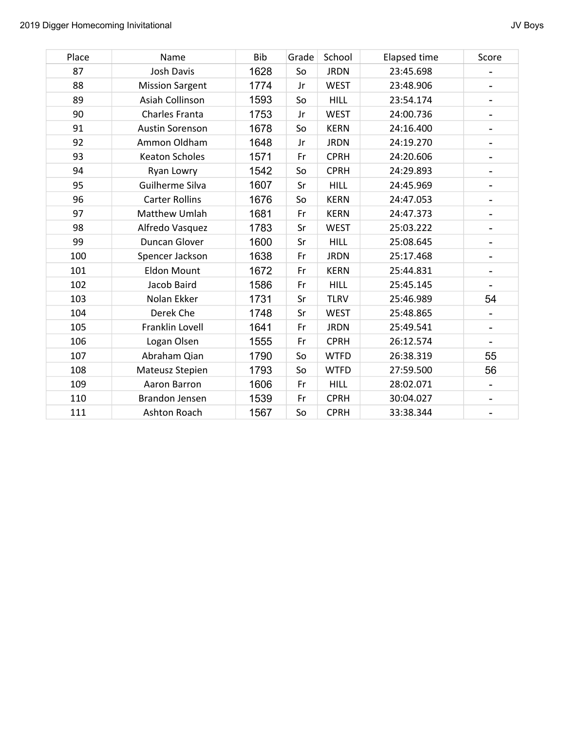| Place | Name | Bib | Grade | School | Elapsed time | Score |
|---|---|---|---|---|---|---|
| 87 | Josh Davis | 1628 | So | JRDN | 23:45.698 | - |
| 88 | Mission Sargent | 1774 | Jr | WEST | 23:48.906 | - |
| 89 | Asiah Collinson | 1593 | So | HILL | 23:54.174 | - |
| 90 | Charles Franta | 1753 | Jr | WEST | 24:00.736 | - |
| 91 | Austin Sorenson | 1678 | So | KERN | 24:16.400 | - |
| 92 | Ammon Oldham | 1648 | Jr | JRDN | 24:19.270 | - |
| 93 | Keaton Scholes | 1571 | Fr | CPRH | 24:20.606 | - |
| 94 | Ryan Lowry | 1542 | So | CPRH | 24:29.893 | - |
| 95 | Guilherme Silva | 1607 | Sr | HILL | 24:45.969 | - |
| 96 | Carter Rollins | 1676 | So | KERN | 24:47.053 | - |
| 97 | Matthew Umlah | 1681 | Fr | KERN | 24:47.373 | - |
| 98 | Alfredo Vasquez | 1783 | Sr | WEST | 25:03.222 | - |
| 99 | Duncan Glover | 1600 | Sr | HILL | 25:08.645 | - |
| 100 | Spencer Jackson | 1638 | Fr | JRDN | 25:17.468 | - |
| 101 | Eldon Mount | 1672 | Fr | KERN | 25:44.831 | - |
| 102 | Jacob Baird | 1586 | Fr | HILL | 25:45.145 | - |
| 103 | Nolan Ekker | 1731 | Sr | TLRV | 25:46.989 | 54 |
| 104 | Derek Che | 1748 | Sr | WEST | 25:48.865 | - |
| 105 | Franklin Lovell | 1641 | Fr | JRDN | 25:49.541 | - |
| 106 | Logan Olsen | 1555 | Fr | CPRH | 26:12.574 | - |
| 107 | Abraham Qian | 1790 | So | WTFD | 26:38.319 | 55 |
| 108 | Mateusz Stepien | 1793 | So | WTFD | 27:59.500 | 56 |
| 109 | Aaron Barron | 1606 | Fr | HILL | 28:02.071 | - |
| 110 | Brandon Jensen | 1539 | Fr | CPRH | 30:04.027 | - |
| 111 | Ashton Roach | 1567 | So | CPRH | 33:38.344 | - |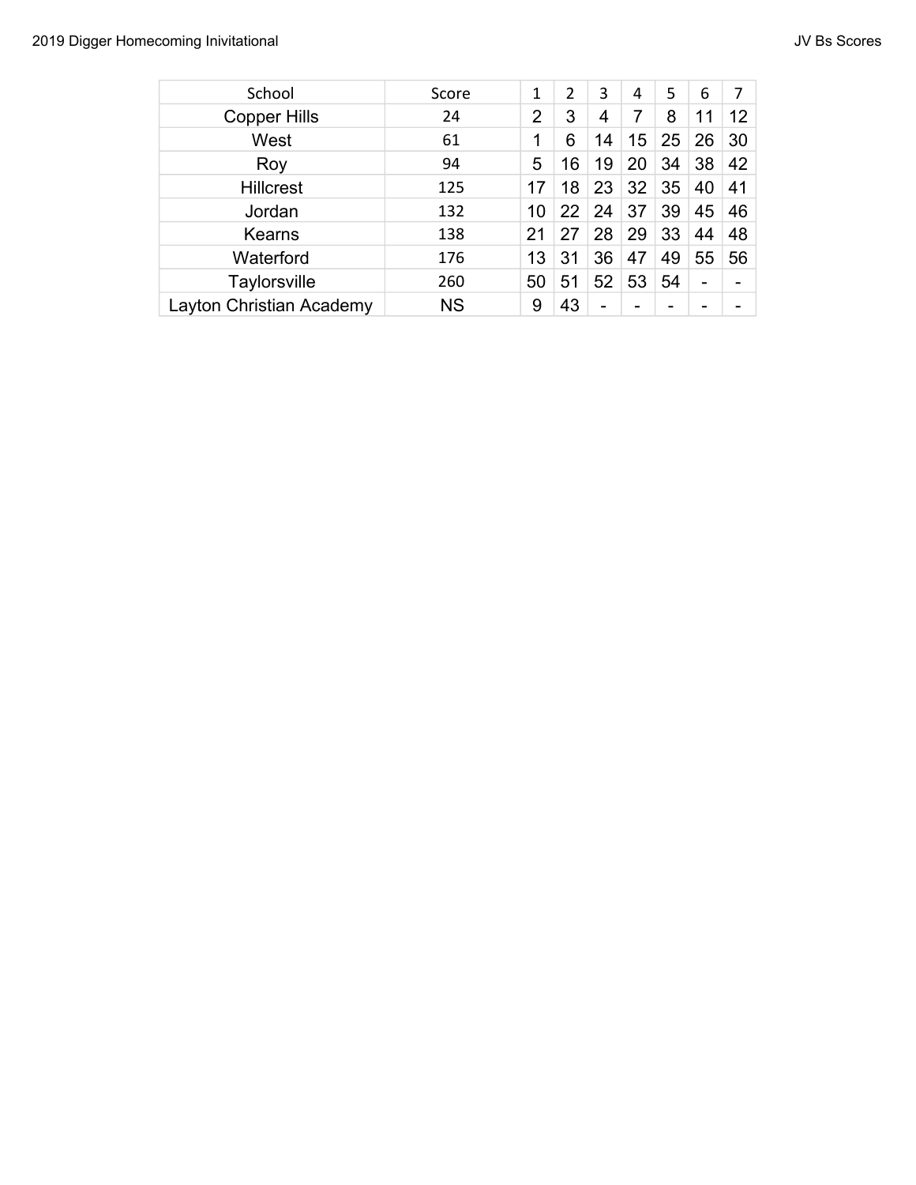| School | Score | 1 | 2 | 3 | 4 | 5 | 6 | 7 |
|---|---|---|---|---|---|---|---|---|
| Copper Hills | 24 | 2 | 3 | 4 | 7 | 8 | 11 | 12 |
| West | 61 | 1 | 6 | 14 | 15 | 25 | 26 | 30 |
| Roy | 94 | 5 | 16 | 19 | 20 | 34 | 38 | 42 |
| Hillcrest | 125 | 17 | 18 | 23 | 32 | 35 | 40 | 41 |
| Jordan | 132 | 10 | 22 | 24 | 37 | 39 | 45 | 46 |
| Kearns | 138 | 21 | 27 | 28 | 29 | 33 | 44 | 48 |
| Waterford | 176 | 13 | 31 | 36 | 47 | 49 | 55 | 56 |
| Taylorsville | 260 | 50 | 51 | 52 | 53 | 54 | - | - |
| Layton Christian Academy | NS | 9 | 43 | - | - | - | - | - |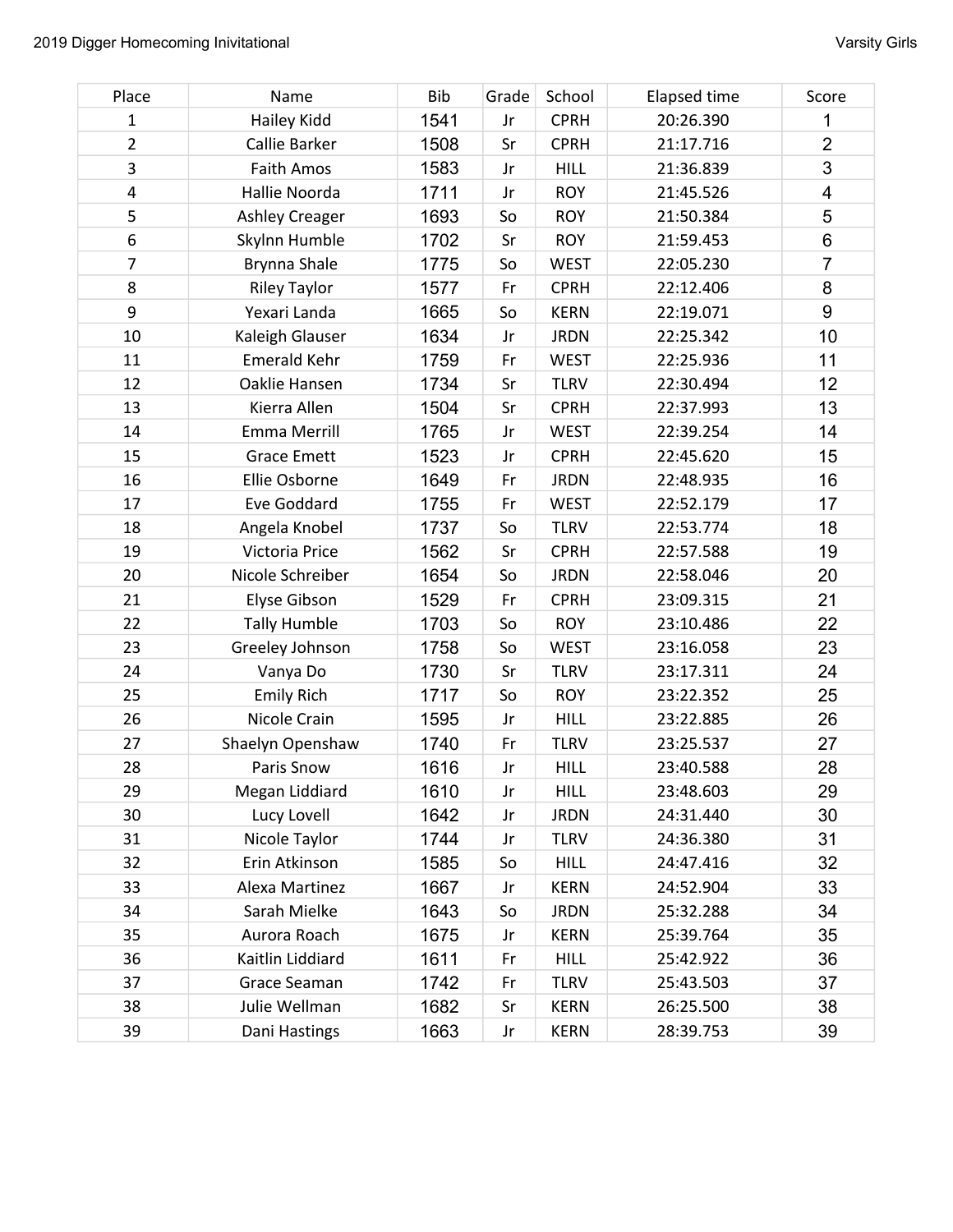| Place | Name | Bib | Grade | School | Elapsed time | Score |
|---|---|---|---|---|---|---|
| 1 | Hailey Kidd | 1541 | Jr | CPRH | 20:26.390 | 1 |
| 2 | Callie Barker | 1508 | Sr | CPRH | 21:17.716 | 2 |
| 3 | Faith Amos | 1583 | Jr | HILL | 21:36.839 | 3 |
| 4 | Hallie Noorda | 1711 | Jr | ROY | 21:45.526 | 4 |
| 5 | Ashley Creager | 1693 | So | ROY | 21:50.384 | 5 |
| 6 | Skylnn Humble | 1702 | Sr | ROY | 21:59.453 | 6 |
| 7 | Brynna Shale | 1775 | So | WEST | 22:05.230 | 7 |
| 8 | Riley Taylor | 1577 | Fr | CPRH | 22:12.406 | 8 |
| 9 | Yexari Landa | 1665 | So | KERN | 22:19.071 | 9 |
| 10 | Kaleigh Glauser | 1634 | Jr | JRDN | 22:25.342 | 10 |
| 11 | Emerald Kehr | 1759 | Fr | WEST | 22:25.936 | 11 |
| 12 | Oaklie Hansen | 1734 | Sr | TLRV | 22:30.494 | 12 |
| 13 | Kierra Allen | 1504 | Sr | CPRH | 22:37.993 | 13 |
| 14 | Emma Merrill | 1765 | Jr | WEST | 22:39.254 | 14 |
| 15 | Grace Emett | 1523 | Jr | CPRH | 22:45.620 | 15 |
| 16 | Ellie Osborne | 1649 | Fr | JRDN | 22:48.935 | 16 |
| 17 | Eve Goddard | 1755 | Fr | WEST | 22:52.179 | 17 |
| 18 | Angela Knobel | 1737 | So | TLRV | 22:53.774 | 18 |
| 19 | Victoria Price | 1562 | Sr | CPRH | 22:57.588 | 19 |
| 20 | Nicole Schreiber | 1654 | So | JRDN | 22:58.046 | 20 |
| 21 | Elyse Gibson | 1529 | Fr | CPRH | 23:09.315 | 21 |
| 22 | Tally Humble | 1703 | So | ROY | 23:10.486 | 22 |
| 23 | Greeley Johnson | 1758 | So | WEST | 23:16.058 | 23 |
| 24 | Vanya Do | 1730 | Sr | TLRV | 23:17.311 | 24 |
| 25 | Emily Rich | 1717 | So | ROY | 23:22.352 | 25 |
| 26 | Nicole Crain | 1595 | Jr | HILL | 23:22.885 | 26 |
| 27 | Shaelyn Openshaw | 1740 | Fr | TLRV | 23:25.537 | 27 |
| 28 | Paris Snow | 1616 | Jr | HILL | 23:40.588 | 28 |
| 29 | Megan Liddiard | 1610 | Jr | HILL | 23:48.603 | 29 |
| 30 | Lucy Lovell | 1642 | Jr | JRDN | 24:31.440 | 30 |
| 31 | Nicole Taylor | 1744 | Jr | TLRV | 24:36.380 | 31 |
| 32 | Erin Atkinson | 1585 | So | HILL | 24:47.416 | 32 |
| 33 | Alexa Martinez | 1667 | Jr | KERN | 24:52.904 | 33 |
| 34 | Sarah Mielke | 1643 | So | JRDN | 25:32.288 | 34 |
| 35 | Aurora Roach | 1675 | Jr | KERN | 25:39.764 | 35 |
| 36 | Kaitlin Liddiard | 1611 | Fr | HILL | 25:42.922 | 36 |
| 37 | Grace Seaman | 1742 | Fr | TLRV | 25:43.503 | 37 |
| 38 | Julie Wellman | 1682 | Sr | KERN | 26:25.500 | 38 |
| 39 | Dani Hastings | 1663 | Jr | KERN | 28:39.753 | 39 |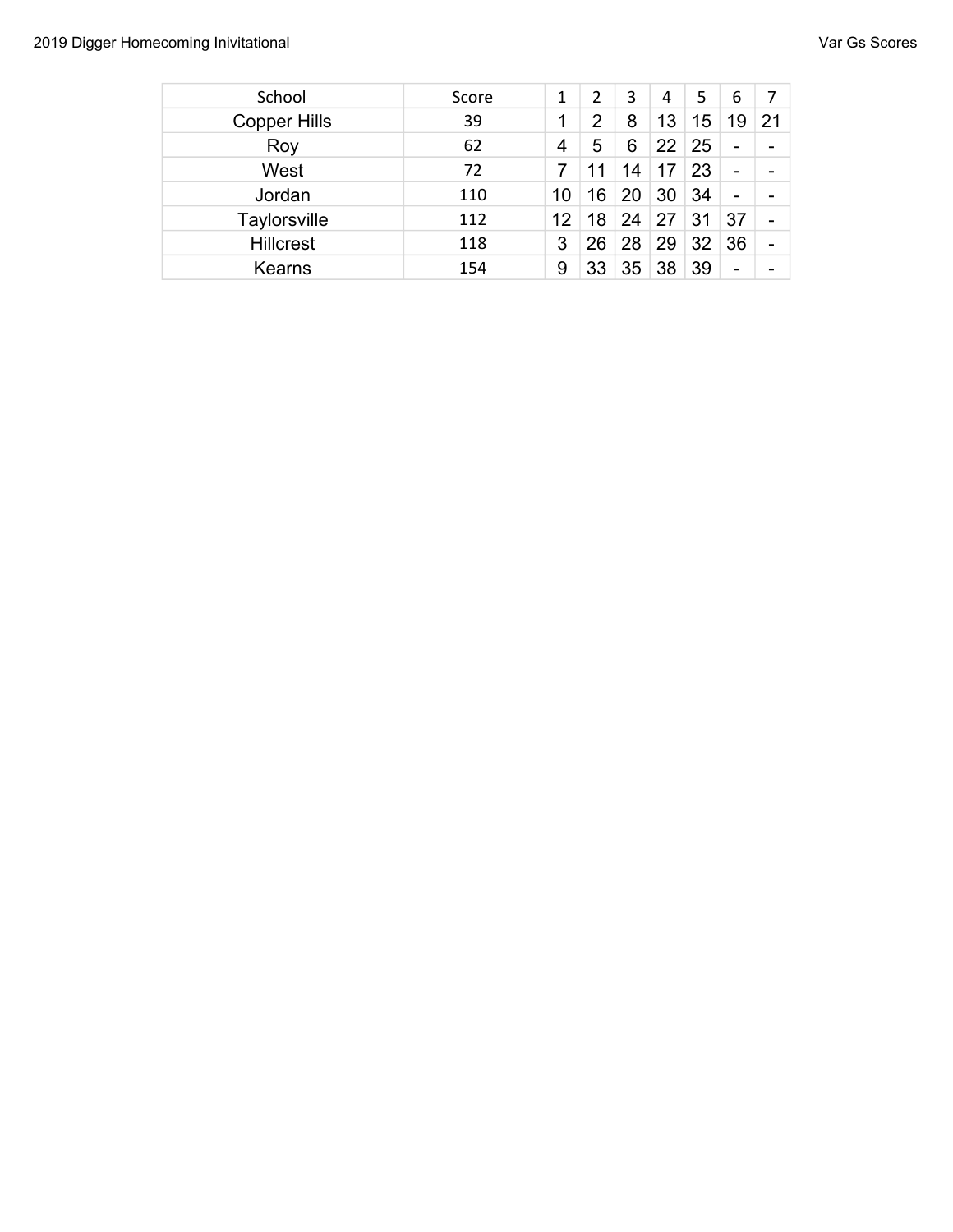| School | Score | 1 | 2 | 3 | 4 | 5 | 6 | 7 |
|---|---|---|---|---|---|---|---|---|
| Copper Hills | 39 | 1 | 2 | 8 | 13 | 15 | 19 | 21 |
| Roy | 62 | 4 | 5 | 6 | 22 | 25 | - | - |
| West | 72 | 7 | 11 | 14 | 17 | 23 | - | - |
| Jordan | 110 | 10 | 16 | 20 | 30 | 34 | - | - |
| Taylorsville | 112 | 12 | 18 | 24 | 27 | 31 | 37 | - |
| Hillcrest | 118 | 3 | 26 | 28 | 29 | 32 | 36 | - |
| Kearns | 154 | 9 | 33 | 35 | 38 | 39 | - | - |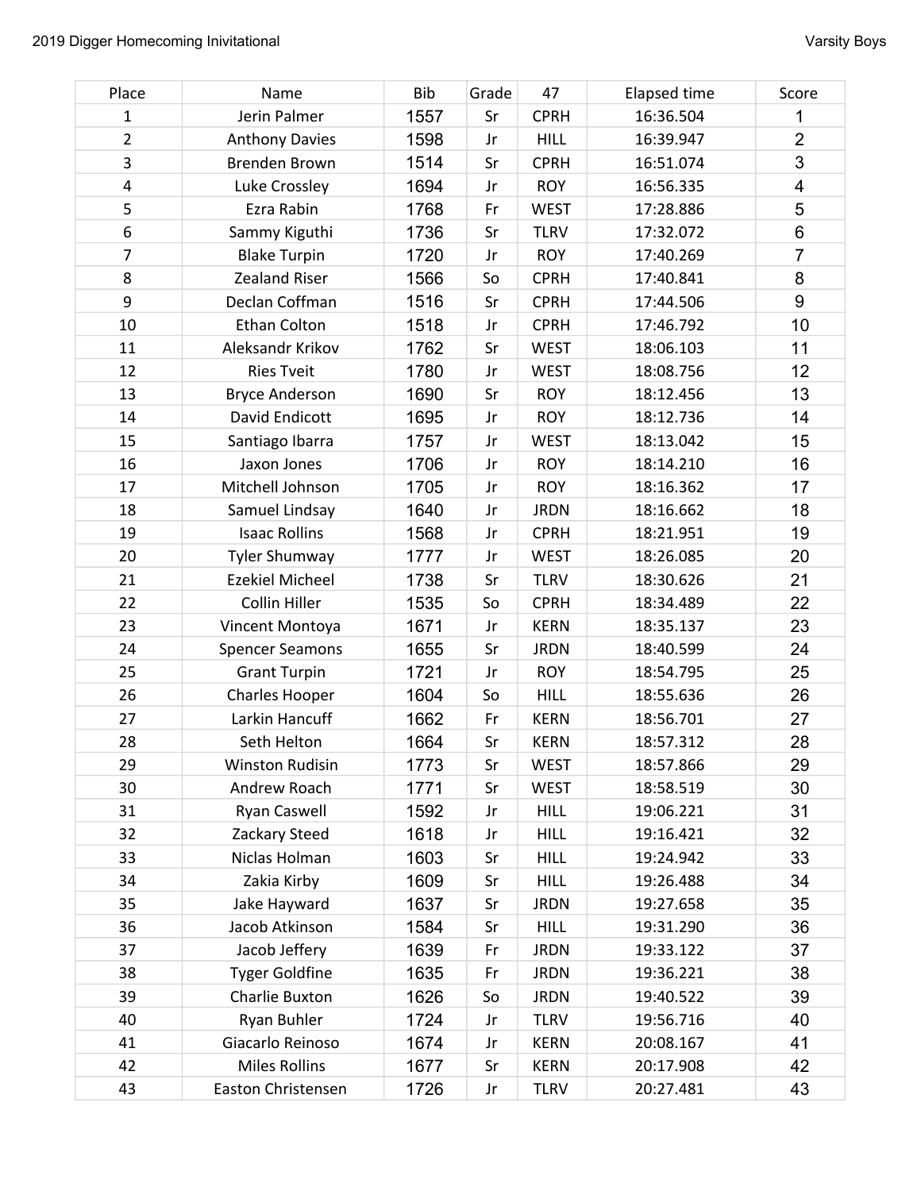2019 Digger Homecoming Inivitational

Varsity Boys

| Place | Name | Bib | Grade | 47 | Elapsed time | Score |
|---|---|---|---|---|---|---|
| 1 | Jerin Palmer | 1557 | Sr | CPRH | 16:36.504 | 1 |
| 2 | Anthony Davies | 1598 | Jr | HILL | 16:39.947 | 2 |
| 3 | Brenden Brown | 1514 | Sr | CPRH | 16:51.074 | 3 |
| 4 | Luke Crossley | 1694 | Jr | ROY | 16:56.335 | 4 |
| 5 | Ezra Rabin | 1768 | Fr | WEST | 17:28.886 | 5 |
| 6 | Sammy Kiguthi | 1736 | Sr | TLRV | 17:32.072 | 6 |
| 7 | Blake Turpin | 1720 | Jr | ROY | 17:40.269 | 7 |
| 8 | Zealand Riser | 1566 | So | CPRH | 17:40.841 | 8 |
| 9 | Declan Coffman | 1516 | Sr | CPRH | 17:44.506 | 9 |
| 10 | Ethan Colton | 1518 | Jr | CPRH | 17:46.792 | 10 |
| 11 | Aleksandr Krikov | 1762 | Sr | WEST | 18:06.103 | 11 |
| 12 | Ries Tveit | 1780 | Jr | WEST | 18:08.756 | 12 |
| 13 | Bryce Anderson | 1690 | Sr | ROY | 18:12.456 | 13 |
| 14 | David Endicott | 1695 | Jr | ROY | 18:12.736 | 14 |
| 15 | Santiago Ibarra | 1757 | Jr | WEST | 18:13.042 | 15 |
| 16 | Jaxon Jones | 1706 | Jr | ROY | 18:14.210 | 16 |
| 17 | Mitchell Johnson | 1705 | Jr | ROY | 18:16.362 | 17 |
| 18 | Samuel Lindsay | 1640 | Jr | JRDN | 18:16.662 | 18 |
| 19 | Isaac Rollins | 1568 | Jr | CPRH | 18:21.951 | 19 |
| 20 | Tyler Shumway | 1777 | Jr | WEST | 18:26.085 | 20 |
| 21 | Ezekiel Micheel | 1738 | Sr | TLRV | 18:30.626 | 21 |
| 22 | Collin Hiller | 1535 | So | CPRH | 18:34.489 | 22 |
| 23 | Vincent Montoya | 1671 | Jr | KERN | 18:35.137 | 23 |
| 24 | Spencer Seamons | 1655 | Sr | JRDN | 18:40.599 | 24 |
| 25 | Grant Turpin | 1721 | Jr | ROY | 18:54.795 | 25 |
| 26 | Charles Hooper | 1604 | So | HILL | 18:55.636 | 26 |
| 27 | Larkin Hancuff | 1662 | Fr | KERN | 18:56.701 | 27 |
| 28 | Seth Helton | 1664 | Sr | KERN | 18:57.312 | 28 |
| 29 | Winston Rudisin | 1773 | Sr | WEST | 18:57.866 | 29 |
| 30 | Andrew Roach | 1771 | Sr | WEST | 18:58.519 | 30 |
| 31 | Ryan Caswell | 1592 | Jr | HILL | 19:06.221 | 31 |
| 32 | Zackary Steed | 1618 | Jr | HILL | 19:16.421 | 32 |
| 33 | Niclas Holman | 1603 | Sr | HILL | 19:24.942 | 33 |
| 34 | Zakia Kirby | 1609 | Sr | HILL | 19:26.488 | 34 |
| 35 | Jake Hayward | 1637 | Sr | JRDN | 19:27.658 | 35 |
| 36 | Jacob Atkinson | 1584 | Sr | HILL | 19:31.290 | 36 |
| 37 | Jacob Jeffery | 1639 | Fr | JRDN | 19:33.122 | 37 |
| 38 | Tyger Goldfine | 1635 | Fr | JRDN | 19:36.221 | 38 |
| 39 | Charlie Buxton | 1626 | So | JRDN | 19:40.522 | 39 |
| 40 | Ryan Buhler | 1724 | Jr | TLRV | 19:56.716 | 40 |
| 41 | Giacarlo Reinoso | 1674 | Jr | KERN | 20:08.167 | 41 |
| 42 | Miles Rollins | 1677 | Sr | KERN | 20:17.908 | 42 |
| 43 | Easton Christensen | 1726 | Jr | TLRV | 20:27.481 | 43 |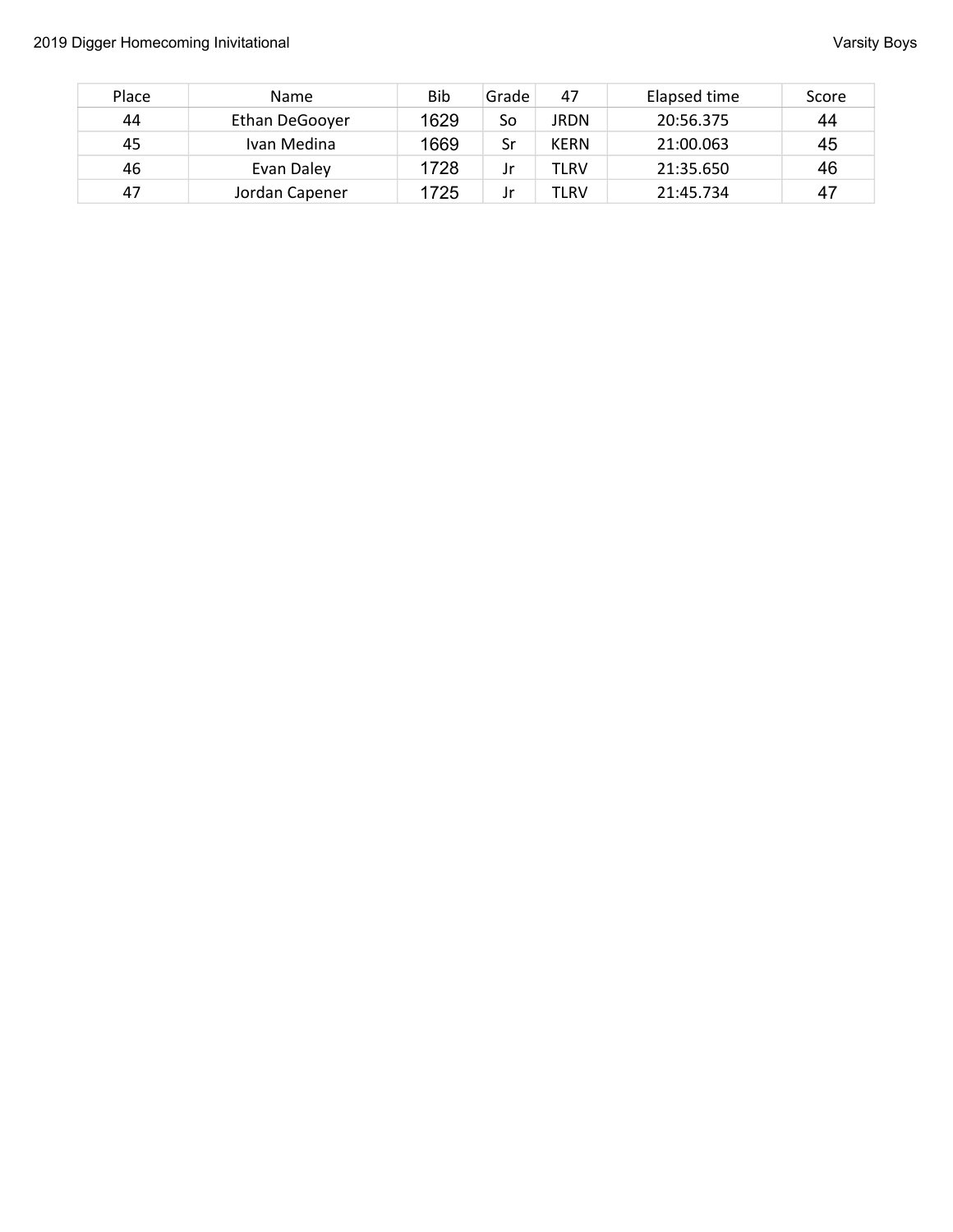| Place | Name | Bib | Grade | 47 | Elapsed time | Score |
|---|---|---|---|---|---|---|
| 44 | Ethan DeGooyer | 1629 | So | JRDN | 20:56.375 | 44 |
| 45 | Ivan Medina | 1669 | Sr | KERN | 21:00.063 | 45 |
| 46 | Evan Daley | 1728 | Jr | TLRV | 21:35.650 | 46 |
| 47 | Jordan Capener | 1725 | Jr | TLRV | 21:45.734 | 47 |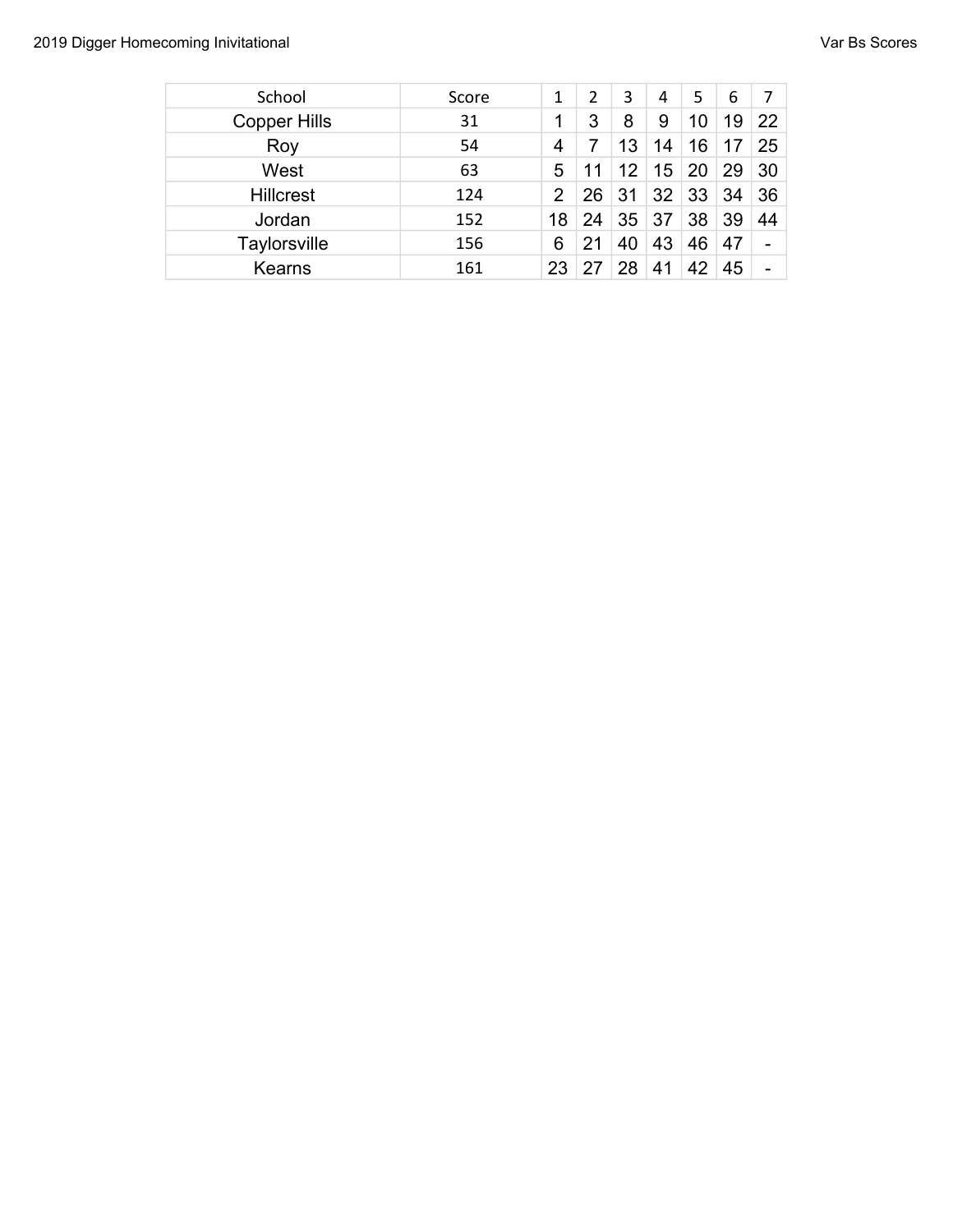| School | Score | 1 | 2 | 3 | 4 | 5 | 6 | 7 |
|---|---|---|---|---|---|---|---|---|
| Copper Hills | 31 | 1 | 3 | 8 | 9 | 10 | 19 | 22 |
| Roy | 54 | 4 | 7 | 13 | 14 | 16 | 17 | 25 |
| West | 63 | 5 | 11 | 12 | 15 | 20 | 29 | 30 |
| Hillcrest | 124 | 2 | 26 | 31 | 32 | 33 | 34 | 36 |
| Jordan | 152 | 18 | 24 | 35 | 37 | 38 | 39 | 44 |
| Taylorsville | 156 | 6 | 21 | 40 | 43 | 46 | 47 | - |
| Kearns | 161 | 23 | 27 | 28 | 41 | 42 | 45 | - |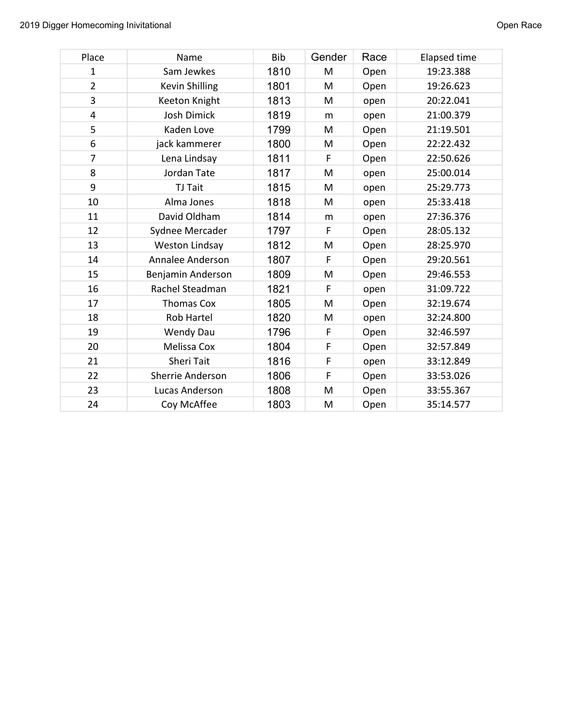| Place | Name | Bib | Gender | Race | Elapsed time |
|---|---|---|---|---|---|
| 1 | Sam Jewkes | 1810 | M | Open | 19:23.388 |
| 2 | Kevin Shilling | 1801 | M | Open | 19:26.623 |
| 3 | Keeton Knight | 1813 | M | open | 20:22.041 |
| 4 | Josh Dimick | 1819 | m | open | 21:00.379 |
| 5 | Kaden Love | 1799 | M | Open | 21:19.501 |
| 6 | jack kammerer | 1800 | M | Open | 22:22.432 |
| 7 | Lena Lindsay | 1811 | F | Open | 22:50.626 |
| 8 | Jordan Tate | 1817 | M | open | 25:00.014 |
| 9 | TJ Tait | 1815 | M | open | 25:29.773 |
| 10 | Alma Jones | 1818 | M | open | 25:33.418 |
| 11 | David Oldham | 1814 | m | open | 27:36.376 |
| 12 | Sydnee Mercader | 1797 | F | Open | 28:05.132 |
| 13 | Weston Lindsay | 1812 | M | Open | 28:25.970 |
| 14 | Annalee Anderson | 1807 | F | Open | 29:20.561 |
| 15 | Benjamin Anderson | 1809 | M | Open | 29:46.553 |
| 16 | Rachel Steadman | 1821 | F | open | 31:09.722 |
| 17 | Thomas Cox | 1805 | M | Open | 32:19.674 |
| 18 | Rob Hartel | 1820 | M | open | 32:24.800 |
| 19 | Wendy Dau | 1796 | F | Open | 32:46.597 |
| 20 | Melissa Cox | 1804 | F | Open | 32:57.849 |
| 21 | Sheri Tait | 1816 | F | open | 33:12.849 |
| 22 | Sherrie Anderson | 1806 | F | Open | 33:53.026 |
| 23 | Lucas Anderson | 1808 | M | Open | 33:55.367 |
| 24 | Coy McAffee | 1803 | M | Open | 35:14.577 |